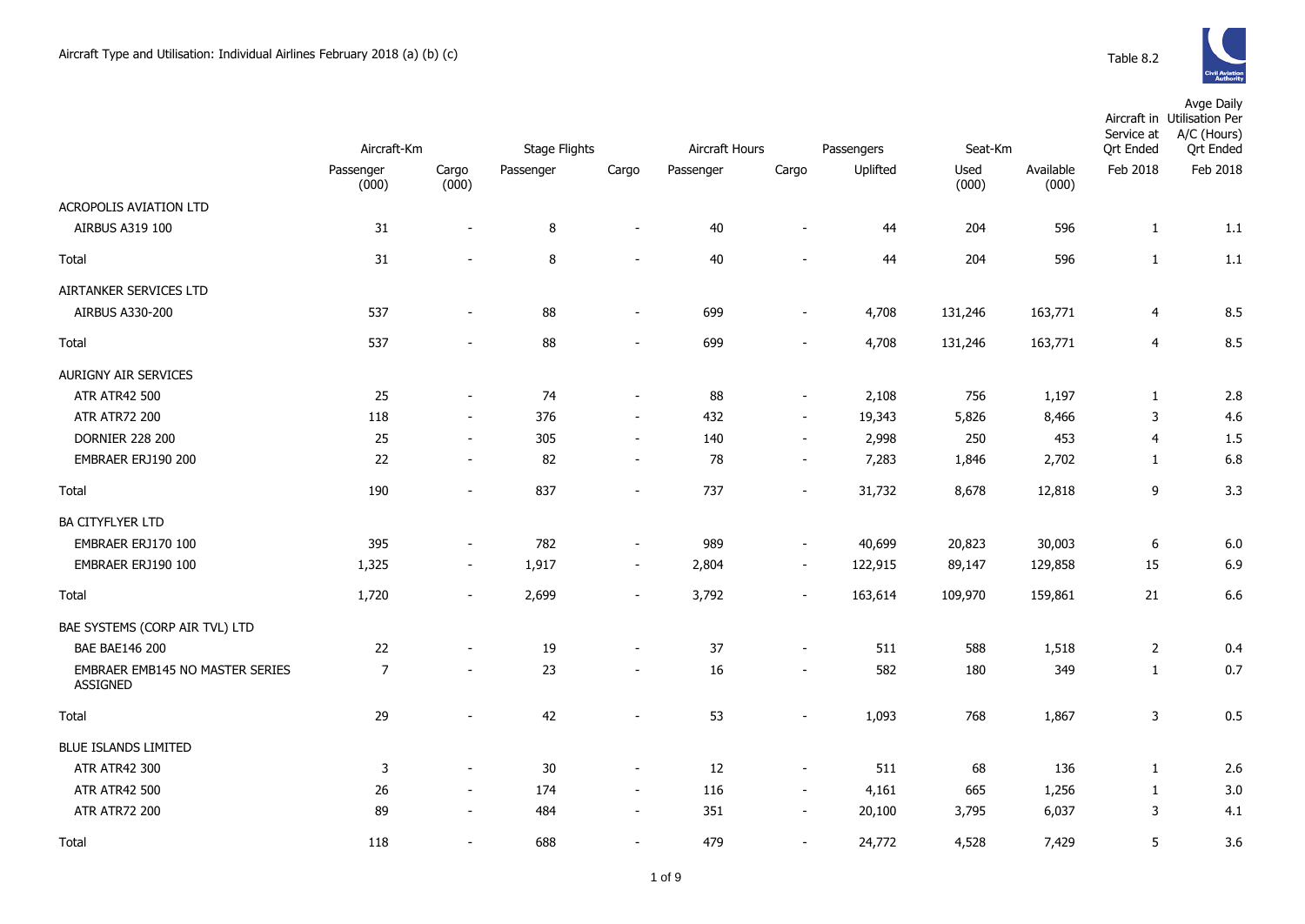# Aircraft Type and Utilisation: Individual Airlines February 2018 (a) (b) (c)

Table 8.2

| | Aircraft-Km | | Stage Flights | | Aircraft Hours | | Passengers | Seat-Km | | Aircraft in Service at Qrt Ended | Avge Daily Utilisation Per A/C (Hours) Qrt Ended |
|---|---|---|---|---|---|---|---|---|---|---|---|
| | Passenger (000) | Cargo (000) | Passenger | Cargo | Passenger | Cargo | Uplifted | Used (000) | Available (000) | Feb 2018 | Feb 2018 |
| ACROPOLIS AVIATION LTD | | | | | | | | | | | |
| AIRBUS A319 100 | 31 | - | 8 | - | 40 | - | 44 | 204 | 596 | 1 | 1.1 |
| Total | 31 | - | 8 | - | 40 | - | 44 | 204 | 596 | 1 | 1.1 |
| AIRTANKER SERVICES LTD | | | | | | | | | | | |
| AIRBUS A330-200 | 537 | - | 88 | - | 699 | - | 4,708 | 131,246 | 163,771 | 4 | 8.5 |
| Total | 537 | - | 88 | - | 699 | - | 4,708 | 131,246 | 163,771 | 4 | 8.5 |
| AURIGNY AIR SERVICES | | | | | | | | | | | |
| ATR ATR42 500 | 25 | - | 74 | - | 88 | - | 2,108 | 756 | 1,197 | 1 | 2.8 |
| ATR ATR72 200 | 118 | - | 376 | - | 432 | - | 19,343 | 5,826 | 8,466 | 3 | 4.6 |
| DORNIER 228 200 | 25 | - | 305 | - | 140 | - | 2,998 | 250 | 453 | 4 | 1.5 |
| EMBRAER ERJ190 200 | 22 | - | 82 | - | 78 | - | 7,283 | 1,846 | 2,702 | 1 | 6.8 |
| Total | 190 | - | 837 | - | 737 | - | 31,732 | 8,678 | 12,818 | 9 | 3.3 |
| BA CITYFLYER LTD | | | | | | | | | | | |
| EMBRAER ERJ170 100 | 395 | - | 782 | - | 989 | - | 40,699 | 20,823 | 30,003 | 6 | 6.0 |
| EMBRAER ERJ190 100 | 1,325 | - | 1,917 | - | 2,804 | - | 122,915 | 89,147 | 129,858 | 15 | 6.9 |
| Total | 1,720 | - | 2,699 | - | 3,792 | - | 163,614 | 109,970 | 159,861 | 21 | 6.6 |
| BAE SYSTEMS (CORP AIR TVL) LTD | | | | | | | | | | | |
| BAE BAE146 200 | 22 | - | 19 | - | 37 | - | 511 | 588 | 1,518 | 2 | 0.4 |
| EMBRAER EMB145 NO MASTER SERIES ASSIGNED | 7 | - | 23 | - | 16 | - | 582 | 180 | 349 | 1 | 0.7 |
| Total | 29 | - | 42 | - | 53 | - | 1,093 | 768 | 1,867 | 3 | 0.5 |
| BLUE ISLANDS LIMITED | | | | | | | | | | | |
| ATR ATR42 300 | 3 | - | 30 | - | 12 | - | 511 | 68 | 136 | 1 | 2.6 |
| ATR ATR42 500 | 26 | - | 174 | - | 116 | - | 4,161 | 665 | 1,256 | 1 | 3.0 |
| ATR ATR72 200 | 89 | - | 484 | - | 351 | - | 20,100 | 3,795 | 6,037 | 3 | 4.1 |
| Total | 118 | - | 688 | - | 479 | - | 24,772 | 4,528 | 7,429 | 5 | 3.6 |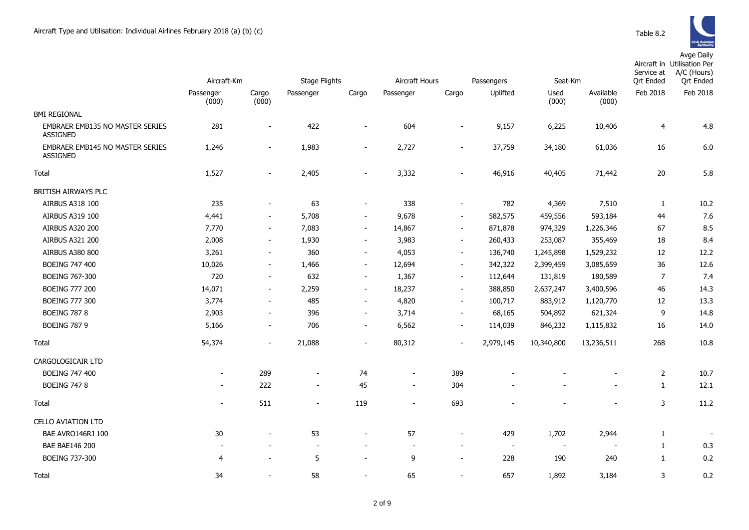# Aircraft Type and Utilisation: Individual Airlines February 2018 (a) (b) (c)

Table 8.2

| | Aircraft-Km | | Stage Flights | | Aircraft Hours | | Passengers | Seat-Km | | Aircraft in Service at Qrt Ended | Avge Daily Utilisation Per A/C (Hours) Qrt Ended |
|---|---|---|---|---|---|---|---|---|---|---|---|
| | Passenger (000) | Cargo (000) | Passenger | Cargo | Passenger | Cargo | Uplifted | Used (000) | Available (000) | Feb 2018 | Feb 2018 |
| BMI REGIONAL | | | | | | | | | | | |
| EMBRAER EMB135 NO MASTER SERIES ASSIGNED | 281 | - | 422 | - | 604 | - | 9,157 | 6,225 | 10,406 | 4 | 4.8 |
| EMBRAER EMB145 NO MASTER SERIES ASSIGNED | 1,246 | - | 1,983 | - | 2,727 | - | 37,759 | 34,180 | 61,036 | 16 | 6.0 |
| Total | 1,527 | - | 2,405 | - | 3,332 | - | 46,916 | 40,405 | 71,442 | 20 | 5.8 |
| BRITISH AIRWAYS PLC | | | | | | | | | | | |
| AIRBUS A318 100 | 235 | - | 63 | - | 338 | - | 782 | 4,369 | 7,510 | 1 | 10.2 |
| AIRBUS A319 100 | 4,441 | - | 5,708 | - | 9,678 | - | 582,575 | 459,556 | 593,184 | 44 | 7.6 |
| AIRBUS A320 200 | 7,770 | - | 7,083 | - | 14,867 | - | 871,878 | 974,329 | 1,226,346 | 67 | 8.5 |
| AIRBUS A321 200 | 2,008 | - | 1,930 | - | 3,983 | - | 260,433 | 253,087 | 355,469 | 18 | 8.4 |
| AIRBUS A380 800 | 3,261 | - | 360 | - | 4,053 | - | 136,740 | 1,245,898 | 1,529,232 | 12 | 12.2 |
| BOEING 747 400 | 10,026 | - | 1,466 | - | 12,694 | - | 342,322 | 2,399,459 | 3,085,659 | 36 | 12.6 |
| BOEING 767-300 | 720 | - | 632 | - | 1,367 | - | 112,644 | 131,819 | 180,589 | 7 | 7.4 |
| BOEING 777 200 | 14,071 | - | 2,259 | - | 18,237 | - | 388,850 | 2,637,247 | 3,400,596 | 46 | 14.3 |
| BOEING 777 300 | 3,774 | - | 485 | - | 4,820 | - | 100,717 | 883,912 | 1,120,770 | 12 | 13.3 |
| BOEING 787 8 | 2,903 | - | 396 | - | 3,714 | - | 68,165 | 504,892 | 621,324 | 9 | 14.8 |
| BOEING 787 9 | 5,166 | - | 706 | - | 6,562 | - | 114,039 | 846,232 | 1,115,832 | 16 | 14.0 |
| Total | 54,374 | - | 21,088 | - | 80,312 | - | 2,979,145 | 10,340,800 | 13,236,511 | 268 | 10.8 |
| CARGOLOGICAIR LTD | | | | | | | | | | | |
| BOEING 747 400 | - | 289 | - | 74 | - | 389 | - | - | - | 2 | 10.7 |
| BOEING 747 8 | - | 222 | - | 45 | - | 304 | - | - | - | 1 | 12.1 |
| Total | - | 511 | - | 119 | - | 693 | - | - | - | 3 | 11.2 |
| CELLO AVIATION LTD | | | | | | | | | | | |
| BAE AVRO146RJ 100 | 30 | - | 53 | - | 57 | - | 429 | 1,702 | 2,944 | 1 | - |
| BAE BAE146 200 | - | - | - | - | - | - | - | - | - | 1 | 0.3 |
| BOEING 737-300 | 4 | - | 5 | - | 9 | - | 228 | 190 | 240 | 1 | 0.2 |
| Total | 34 | - | 58 | - | 65 | - | 657 | 1,892 | 3,184 | 3 | 0.2 |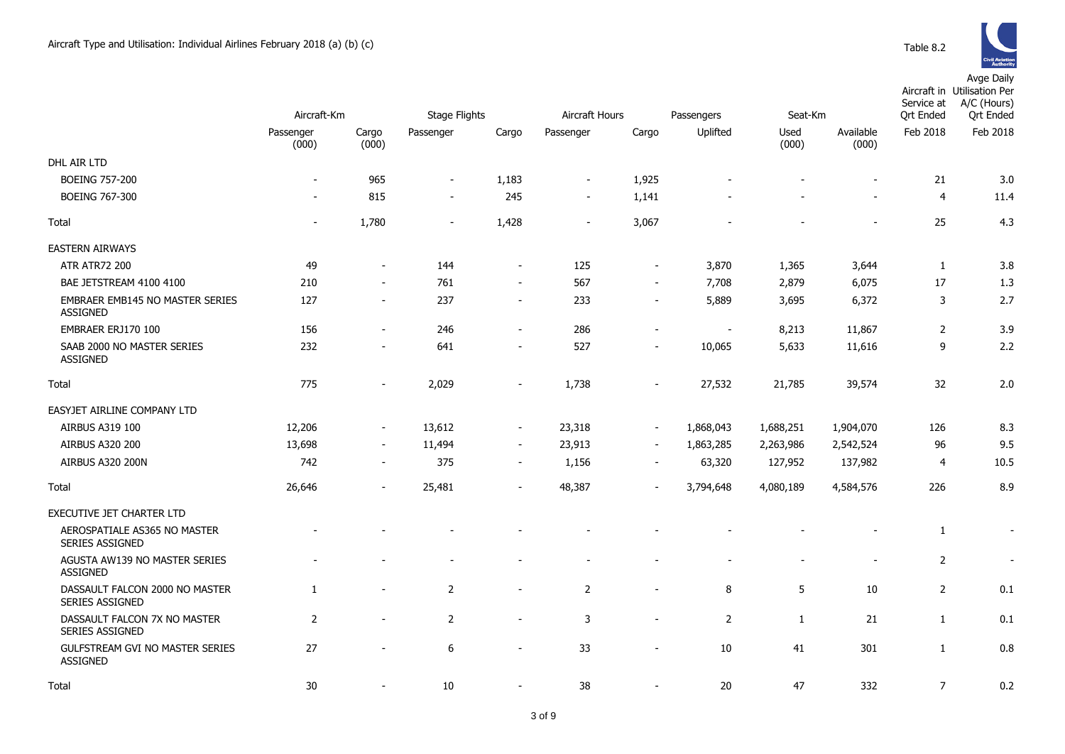# Aircraft Type and Utilisation: Individual Airlines February 2018 (a) (b) (c)

Table 8.2

| | Aircraft-Km | | Stage Flights | | Aircraft Hours | | Passengers | Seat-Km | | Aircraft in Service at Qrt Ended | Avge Daily Utilisation Per A/C (Hours) Qrt Ended |
|---|---|---|---|---|---|---|---|---|---|---|---|
| | Passenger (000) | Cargo (000) | Passenger | Cargo | Passenger | Cargo | Uplifted | Used (000) | Available (000) | Feb 2018 | Feb 2018 |
| DHL AIR LTD | | | | | | | | | | | |
| BOEING 757-200 | - | 965 | - | 1,183 | - | 1,925 | - | - | - | 21 | 3.0 |
| BOEING 767-300 | - | 815 | - | 245 | - | 1,141 | - | - | - | 4 | 11.4 |
| Total | - | 1,780 | - | 1,428 | - | 3,067 | - | - | - | 25 | 4.3 |
| EASTERN AIRWAYS | | | | | | | | | | | |
| ATR ATR72 200 | 49 | - | 144 | - | 125 | - | 3,870 | 1,365 | 3,644 | 1 | 3.8 |
| BAE JETSTREAM 4100 4100 | 210 | - | 761 | - | 567 | - | 7,708 | 2,879 | 6,075 | 17 | 1.3 |
| EMBRAER EMB145 NO MASTER SERIES ASSIGNED | 127 | - | 237 | - | 233 | - | 5,889 | 3,695 | 6,372 | 3 | 2.7 |
| EMBRAER ERJ170 100 | 156 | - | 246 | - | 286 | - | - | 8,213 | 11,867 | 2 | 3.9 |
| SAAB 2000 NO MASTER SERIES ASSIGNED | 232 | - | 641 | - | 527 | - | 10,065 | 5,633 | 11,616 | 9 | 2.2 |
| Total | 775 | - | 2,029 | - | 1,738 | - | 27,532 | 21,785 | 39,574 | 32 | 2.0 |
| EASYJET AIRLINE COMPANY LTD | | | | | | | | | | | |
| AIRBUS A319 100 | 12,206 | - | 13,612 | - | 23,318 | - | 1,868,043 | 1,688,251 | 1,904,070 | 126 | 8.3 |
| AIRBUS A320 200 | 13,698 | - | 11,494 | - | 23,913 | - | 1,863,285 | 2,263,986 | 2,542,524 | 96 | 9.5 |
| AIRBUS A320 200N | 742 | - | 375 | - | 1,156 | - | 63,320 | 127,952 | 137,982 | 4 | 10.5 |
| Total | 26,646 | - | 25,481 | - | 48,387 | - | 3,794,648 | 4,080,189 | 4,584,576 | 226 | 8.9 |
| EXECUTIVE JET CHARTER LTD | | | | | | | | | | | |
| AEROSPATIALE AS365 NO MASTER SERIES ASSIGNED | - | - | - | - | - | - | - | - | - | 1 | - |
| AGUSTA AW139 NO MASTER SERIES ASSIGNED | - | - | - | - | - | - | - | - | - | 2 | - |
| DASSAULT FALCON 2000 NO MASTER SERIES ASSIGNED | 1 | - | 2 | - | 2 | - | 8 | 5 | 10 | 2 | 0.1 |
| DASSAULT FALCON 7X NO MASTER SERIES ASSIGNED | 2 | - | 2 | - | 3 | - | 2 | 1 | 21 | 1 | 0.1 |
| GULFSTREAM GVI NO MASTER SERIES ASSIGNED | 27 | - | 6 | - | 33 | - | 10 | 41 | 301 | 1 | 0.8 |
| Total | 30 | - | 10 | - | 38 | - | 20 | 47 | 332 | 7 | 0.2 |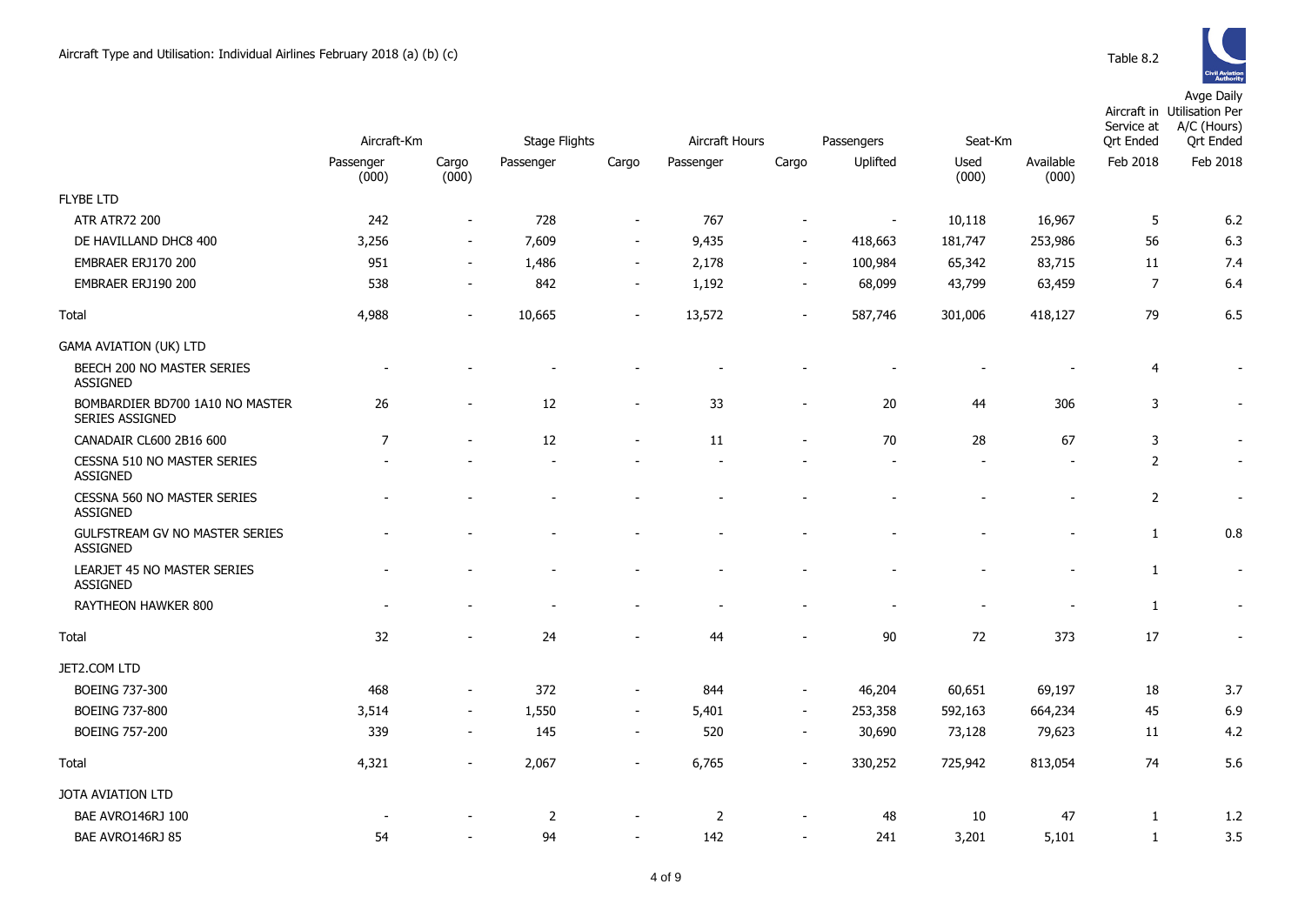Aircraft Type and Utilisation: Individual Airlines February 2018 (a) (b) (c)

Table 8.2

| | Aircraft-Km | | Stage Flights | | Aircraft Hours | | Passengers | Seat-Km | | Aircraft in Service at Qrt Ended | Avge Daily Utilisation Per A/C (Hours) Qrt Ended |
|---|---|---|---|---|---|---|---|---|---|---|---|
| | Passenger (000) | Cargo (000) | Passenger | Cargo | Passenger | Cargo | Uplifted | Used (000) | Available (000) | Feb 2018 | Feb 2018 |
| FLYBE LTD | | | | | | | | | | | |
| ATR ATR72 200 | 242 | - | 728 | - | 767 | - | - | 10,118 | 16,967 | 5 | 6.2 |
| DE HAVILLAND DHC8 400 | 3,256 | - | 7,609 | - | 9,435 | - | 418,663 | 181,747 | 253,986 | 56 | 6.3 |
| EMBRAER ERJ170 200 | 951 | - | 1,486 | - | 2,178 | - | 100,984 | 65,342 | 83,715 | 11 | 7.4 |
| EMBRAER ERJ190 200 | 538 | - | 842 | - | 1,192 | - | 68,099 | 43,799 | 63,459 | 7 | 6.4 |
| Total | 4,988 | - | 10,665 | - | 13,572 | - | 587,746 | 301,006 | 418,127 | 79 | 6.5 |
| GAMA AVIATION (UK) LTD | | | | | | | | | | | |
| BEECH 200 NO MASTER SERIES ASSIGNED | - | - | - | - | - | - | - | - | - | 4 | - |
| BOMBARDIER BD700 1A10 NO MASTER SERIES ASSIGNED | 26 | - | 12 | - | 33 | - | 20 | 44 | 306 | 3 | - |
| CANADAIR CL600 2B16 600 | 7 | - | 12 | - | 11 | - | 70 | 28 | 67 | 3 | - |
| CESSNA 510 NO MASTER SERIES ASSIGNED | - | - | - | - | - | - | - | - | - | 2 | - |
| CESSNA 560 NO MASTER SERIES ASSIGNED | - | - | - | - | - | - | - | - | - | 2 | - |
| GULFSTREAM GV NO MASTER SERIES ASSIGNED | - | - | - | - | - | - | - | - | - | 1 | 0.8 |
| LEARJET 45 NO MASTER SERIES ASSIGNED | - | - | - | - | - | - | - | - | - | 1 | - |
| RAYTHEON HAWKER 800 | - | - | - | - | - | - | - | - | - | 1 | - |
| Total | 32 | - | 24 | - | 44 | - | 90 | 72 | 373 | 17 | - |
| JET2.COM LTD | | | | | | | | | | | |
| BOEING 737-300 | 468 | - | 372 | - | 844 | - | 46,204 | 60,651 | 69,197 | 18 | 3.7 |
| BOEING 737-800 | 3,514 | - | 1,550 | - | 5,401 | - | 253,358 | 592,163 | 664,234 | 45 | 6.9 |
| BOEING 757-200 | 339 | - | 145 | - | 520 | - | 30,690 | 73,128 | 79,623 | 11 | 4.2 |
| Total | 4,321 | - | 2,067 | - | 6,765 | - | 330,252 | 725,942 | 813,054 | 74 | 5.6 |
| JOTA AVIATION LTD | | | | | | | | | | | |
| BAE AVRO146RJ 100 | - | - | 2 | - | 2 | - | 48 | 10 | 47 | 1 | 1.2 |
| BAE AVRO146RJ 85 | 54 | - | 94 | - | 142 | - | 241 | 3,201 | 5,101 | 1 | 3.5 |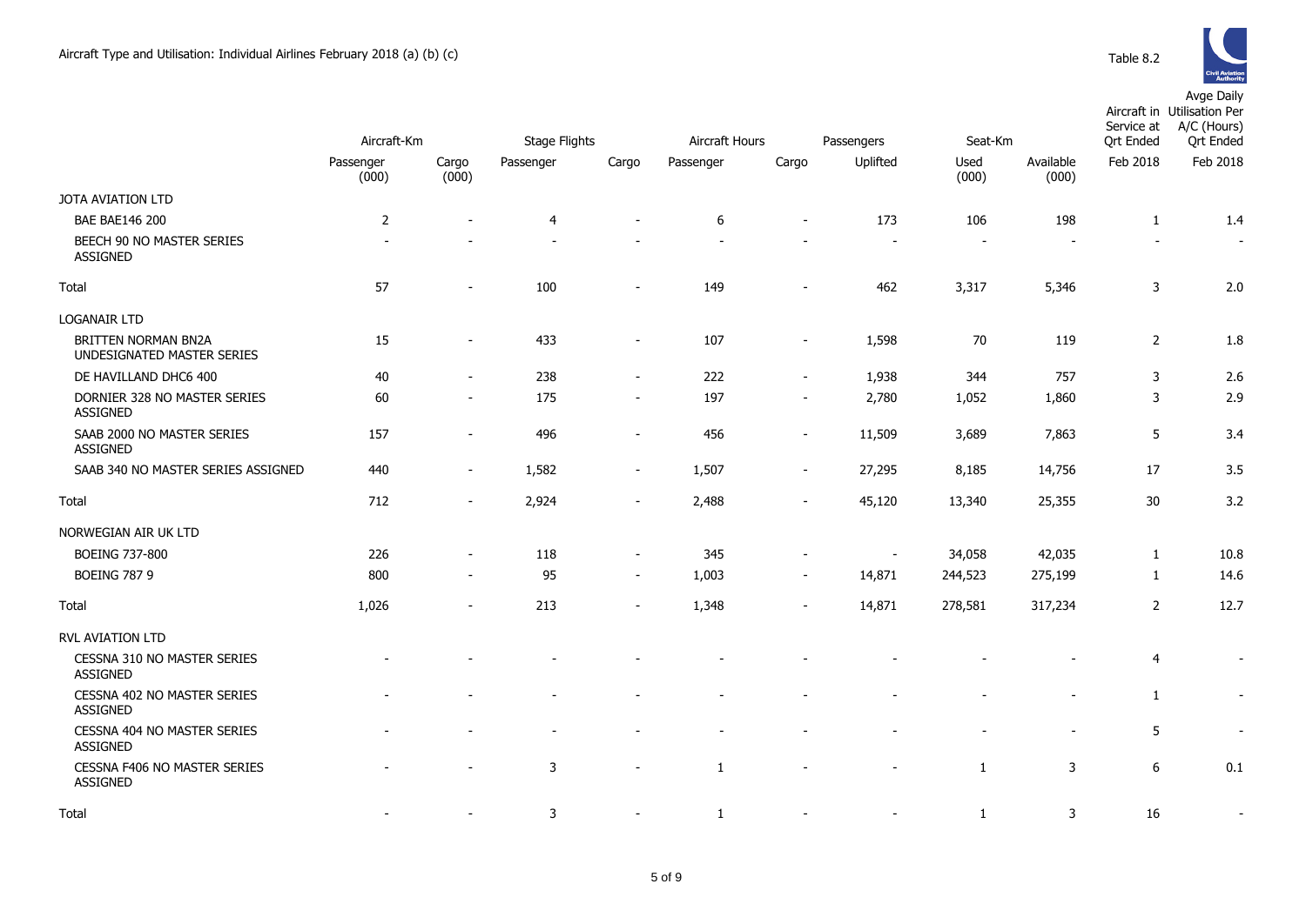Aircraft Type and Utilisation: Individual Airlines February 2018 (a) (b) (c)

Table 8.2

| | Aircraft-Km | | Stage Flights | | Aircraft Hours | | Passengers | Seat-Km | | Aircraft in Service at Qrt Ended | Avge Daily Utilisation Per A/C (Hours) Qrt Ended |
|---|---|---|---|---|---|---|---|---|---|---|---|
| | Passenger (000) | Cargo (000) | Passenger | Cargo | Passenger | Cargo | Uplifted | Used (000) | Available (000) | Feb 2018 | Feb 2018 |
| JOTA AVIATION LTD | | | | | | | | | | | |
| BAE BAE146 200 | 2 | - | 4 | - | 6 | - | 173 | 106 | 198 | 1 | 1.4 |
| BEECH 90 NO MASTER SERIES ASSIGNED | - | - | - | - | - | - | - | - | - | - | - |
| Total | 57 | - | 100 | - | 149 | - | 462 | 3,317 | 5,346 | 3 | 2.0 |
| LOGANAIR LTD | | | | | | | | | | | |
| BRITTEN NORMAN BN2A UNDESIGNATED MASTER SERIES | 15 | - | 433 | - | 107 | - | 1,598 | 70 | 119 | 2 | 1.8 |
| DE HAVILLAND DHC6 400 | 40 | - | 238 | - | 222 | - | 1,938 | 344 | 757 | 3 | 2.6 |
| DORNIER 328 NO MASTER SERIES ASSIGNED | 60 | - | 175 | - | 197 | - | 2,780 | 1,052 | 1,860 | 3 | 2.9 |
| SAAB 2000 NO MASTER SERIES ASSIGNED | 157 | - | 496 | - | 456 | - | 11,509 | 3,689 | 7,863 | 5 | 3.4 |
| SAAB 340 NO MASTER SERIES ASSIGNED | 440 | - | 1,582 | - | 1,507 | - | 27,295 | 8,185 | 14,756 | 17 | 3.5 |
| Total | 712 | - | 2,924 | - | 2,488 | - | 45,120 | 13,340 | 25,355 | 30 | 3.2 |
| NORWEGIAN AIR UK LTD | | | | | | | | | | | |
| BOEING 737-800 | 226 | - | 118 | - | 345 | - | - | 34,058 | 42,035 | 1 | 10.8 |
| BOEING 787 9 | 800 | - | 95 | - | 1,003 | - | 14,871 | 244,523 | 275,199 | 1 | 14.6 |
| Total | 1,026 | - | 213 | - | 1,348 | - | 14,871 | 278,581 | 317,234 | 2 | 12.7 |
| RVL AVIATION LTD | | | | | | | | | | | |
| CESSNA 310 NO MASTER SERIES ASSIGNED | - | - | - | - | - | - | - | - | - | 4 | - |
| CESSNA 402 NO MASTER SERIES ASSIGNED | - | - | - | - | - | - | - | - | - | 1 | - |
| CESSNA 404 NO MASTER SERIES ASSIGNED | - | - | - | - | - | - | - | - | - | 5 | - |
| CESSNA F406 NO MASTER SERIES ASSIGNED | - | - | 3 | - | 1 | - | - | 1 | 3 | 6 | 0.1 |
| Total | - | - | 3 | - | 1 | - | - | 1 | 3 | 16 | - |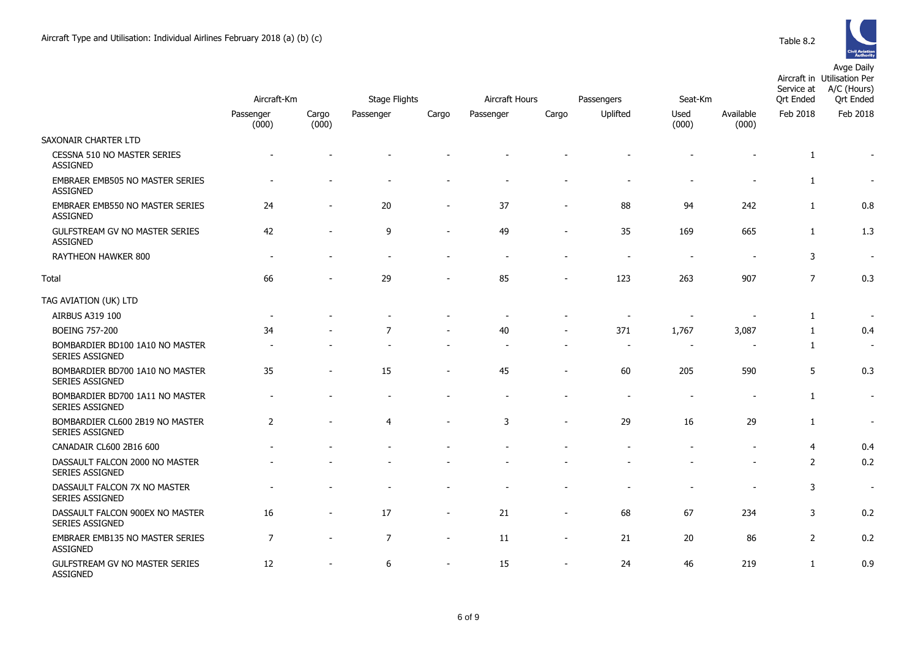Aircraft Type and Utilisation: Individual Airlines February 2018 (a) (b) (c)

Table 8.2

| | Aircraft-Km | | Stage Flights | | Aircraft Hours | | Passengers | Seat-Km | | Aircraft in Service at Qrt Ended | Avge Daily Utilisation Per A/C (Hours) Qrt Ended |
|---|---|---|---|---|---|---|---|---|---|---|---|
| | Passenger (000) | Cargo (000) | Passenger | Cargo | Passenger | Cargo | Uplifted | Used (000) | Available (000) | Feb 2018 | Feb 2018 |
| SAXONAIR CHARTER LTD | | | | | | | | | | | |
| CESSNA 510 NO MASTER SERIES ASSIGNED | - | - | - | - | - | - | - | - | - | 1 | - |
| EMBRAER EMB505 NO MASTER SERIES ASSIGNED | - | - | - | - | - | - | - | - | - | 1 | - |
| EMBRAER EMB550 NO MASTER SERIES ASSIGNED | 24 | - | 20 | - | 37 | - | 88 | 94 | 242 | 1 | 0.8 |
| GULFSTREAM GV NO MASTER SERIES ASSIGNED | 42 | - | 9 | - | 49 | - | 35 | 169 | 665 | 1 | 1.3 |
| RAYTHEON HAWKER 800 | - | - | - | - | - | - | - | - | - | 3 | - |
| Total | 66 | - | 29 | - | 85 | - | 123 | 263 | 907 | 7 | 0.3 |
| TAG AVIATION (UK) LTD | | | | | | | | | | | |
| AIRBUS A319 100 | - | - | - | - | - | - | - | - | - | 1 | - |
| BOEING 757-200 | 34 | - | 7 | - | 40 | - | 371 | 1,767 | 3,087 | 1 | 0.4 |
| BOMBARDIER BD100 1A10 NO MASTER SERIES ASSIGNED | - | - | - | - | - | - | - | - | - | 1 | - |
| BOMBARDIER BD700 1A10 NO MASTER SERIES ASSIGNED | 35 | - | 15 | - | 45 | - | 60 | 205 | 590 | 5 | 0.3 |
| BOMBARDIER BD700 1A11 NO MASTER SERIES ASSIGNED | - | - | - | - | - | - | - | - | - | 1 | - |
| BOMBARDIER CL600 2B19 NO MASTER SERIES ASSIGNED | 2 | - | 4 | - | 3 | - | 29 | 16 | 29 | 1 | - |
| CANADAIR CL600 2B16 600 | - | - | - | - | - | - | - | - | - | 4 | 0.4 |
| DASSAULT FALCON 2000 NO MASTER SERIES ASSIGNED | - | - | - | - | - | - | - | - | - | 2 | 0.2 |
| DASSAULT FALCON 7X NO MASTER SERIES ASSIGNED | - | - | - | - | - | - | - | - | - | 3 | - |
| DASSAULT FALCON 900EX NO MASTER SERIES ASSIGNED | 16 | - | 17 | - | 21 | - | 68 | 67 | 234 | 3 | 0.2 |
| EMBRAER EMB135 NO MASTER SERIES ASSIGNED | 7 | - | 7 | - | 11 | - | 21 | 20 | 86 | 2 | 0.2 |
| GULFSTREAM GV NO MASTER SERIES ASSIGNED | 12 | - | 6 | - | 15 | - | 24 | 46 | 219 | 1 | 0.9 |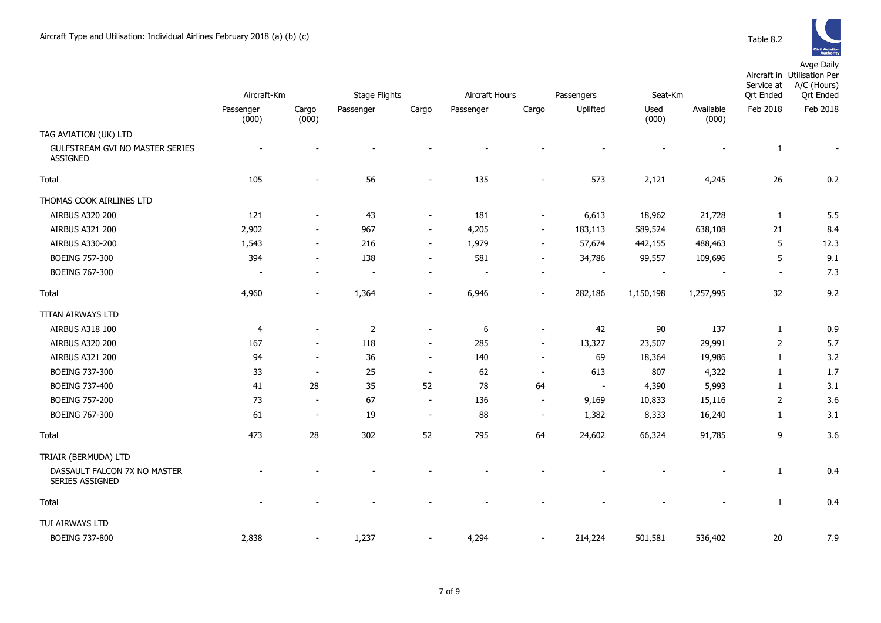Aircraft Type and Utilisation: Individual Airlines February 2018 (a) (b) (c)

Table 8.2

| | Aircraft-Km | | Stage Flights | | Aircraft Hours | | Passengers | Seat-Km | | Aircraft in Service at Qrt Ended | Avge Daily Utilisation Per A/C (Hours) Qrt Ended |
|---|---|---|---|---|---|---|---|---|---|---|---|
| | Passenger (000) | Cargo (000) | Passenger | Cargo | Passenger | Cargo | Uplifted | Used (000) | Available (000) | Feb 2018 | Feb 2018 |
| TAG AVIATION (UK) LTD | | | | | | | | | | | |
| GULFSTREAM GVI NO MASTER SERIES ASSIGNED | - | - | - | - | - | - | - | - | - | 1 | - |
| Total | 105 | - | 56 | - | 135 | - | 573 | 2,121 | 4,245 | 26 | 0.2 |
| THOMAS COOK AIRLINES LTD | | | | | | | | | | | |
| AIRBUS A320 200 | 121 | - | 43 | - | 181 | - | 6,613 | 18,962 | 21,728 | 1 | 5.5 |
| AIRBUS A321 200 | 2,902 | - | 967 | - | 4,205 | - | 183,113 | 589,524 | 638,108 | 21 | 8.4 |
| AIRBUS A330-200 | 1,543 | - | 216 | - | 1,979 | - | 57,674 | 442,155 | 488,463 | 5 | 12.3 |
| BOEING 757-300 | 394 | - | 138 | - | 581 | - | 34,786 | 99,557 | 109,696 | 5 | 9.1 |
| BOEING 767-300 | - | - | - | - | - | - | - | - | - | - | 7.3 |
| Total | 4,960 | - | 1,364 | - | 6,946 | - | 282,186 | 1,150,198 | 1,257,995 | 32 | 9.2 |
| TITAN AIRWAYS LTD | | | | | | | | | | | |
| AIRBUS A318 100 | 4 | - | 2 | - | 6 | - | 42 | 90 | 137 | 1 | 0.9 |
| AIRBUS A320 200 | 167 | - | 118 | - | 285 | - | 13,327 | 23,507 | 29,991 | 2 | 5.7 |
| AIRBUS A321 200 | 94 | - | 36 | - | 140 | - | 69 | 18,364 | 19,986 | 1 | 3.2 |
| BOEING 737-300 | 33 | - | 25 | - | 62 | - | 613 | 807 | 4,322 | 1 | 1.7 |
| BOEING 737-400 | 41 | 28 | 35 | 52 | 78 | 64 | - | 4,390 | 5,993 | 1 | 3.1 |
| BOEING 757-200 | 73 | - | 67 | - | 136 | - | 9,169 | 10,833 | 15,116 | 2 | 3.6 |
| BOEING 767-300 | 61 | - | 19 | - | 88 | - | 1,382 | 8,333 | 16,240 | 1 | 3.1 |
| Total | 473 | 28 | 302 | 52 | 795 | 64 | 24,602 | 66,324 | 91,785 | 9 | 3.6 |
| TRIAIR (BERMUDA) LTD | | | | | | | | | | | |
| DASSAULT FALCON 7X NO MASTER SERIES ASSIGNED | - | - | - | - | - | - | - | - | - | 1 | 0.4 |
| Total | - | - | - | - | - | - | - | - | - | 1 | 0.4 |
| TUI AIRWAYS LTD | | | | | | | | | | | |
| BOEING 737-800 | 2,838 | - | 1,237 | - | 4,294 | - | 214,224 | 501,581 | 536,402 | 20 | 7.9 |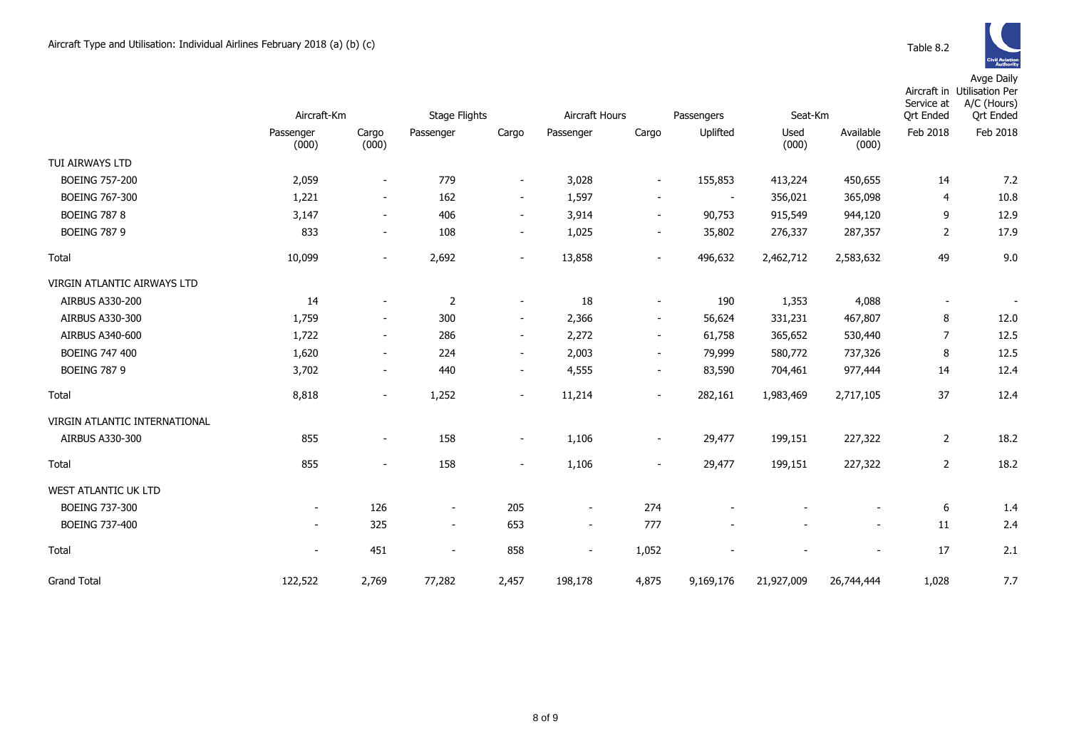Aircraft Type and Utilisation: Individual Airlines February 2018 (a) (b) (c)

Table 8.2

| | Aircraft-Km | | Stage Flights | | Aircraft Hours | | Passengers | Seat-Km | | Aircraft in Service at Qrt Ended | Avge Daily Utilisation Per A/C (Hours) Qrt Ended |
|---|---|---|---|---|---|---|---|---|---|---|---|
| | Passenger (000) | Cargo (000) | Passenger | Cargo | Passenger | Cargo | Uplifted | Used (000) | Available (000) | Feb 2018 | Feb 2018 |
| TUI AIRWAYS LTD | | | | | | | | | | | |
| BOEING 757-200 | 2,059 | - | 779 | - | 3,028 | - | 155,853 | 413,224 | 450,655 | 14 | 7.2 |
| BOEING 767-300 | 1,221 | - | 162 | - | 1,597 | - | - | 356,021 | 365,098 | 4 | 10.8 |
| BOEING 787 8 | 3,147 | - | 406 | - | 3,914 | - | 90,753 | 915,549 | 944,120 | 9 | 12.9 |
| BOEING 787 9 | 833 | - | 108 | - | 1,025 | - | 35,802 | 276,337 | 287,357 | 2 | 17.9 |
| Total | 10,099 | - | 2,692 | - | 13,858 | - | 496,632 | 2,462,712 | 2,583,632 | 49 | 9.0 |
| VIRGIN ATLANTIC AIRWAYS LTD | | | | | | | | | | | |
| AIRBUS A330-200 | 14 | - | 2 | - | 18 | - | 190 | 1,353 | 4,088 | - | - |
| AIRBUS A330-300 | 1,759 | - | 300 | - | 2,366 | - | 56,624 | 331,231 | 467,807 | 8 | 12.0 |
| AIRBUS A340-600 | 1,722 | - | 286 | - | 2,272 | - | 61,758 | 365,652 | 530,440 | 7 | 12.5 |
| BOEING 747 400 | 1,620 | - | 224 | - | 2,003 | - | 79,999 | 580,772 | 737,326 | 8 | 12.5 |
| BOEING 787 9 | 3,702 | - | 440 | - | 4,555 | - | 83,590 | 704,461 | 977,444 | 14 | 12.4 |
| Total | 8,818 | - | 1,252 | - | 11,214 | - | 282,161 | 1,983,469 | 2,717,105 | 37 | 12.4 |
| VIRGIN ATLANTIC INTERNATIONAL | | | | | | | | | | | |
| AIRBUS A330-300 | 855 | - | 158 | - | 1,106 | - | 29,477 | 199,151 | 227,322 | 2 | 18.2 |
| Total | 855 | - | 158 | - | 1,106 | - | 29,477 | 199,151 | 227,322 | 2 | 18.2 |
| WEST ATLANTIC UK LTD | | | | | | | | | | | |
| BOEING 737-300 | - | 126 | - | 205 | - | 274 | - | - | - | 6 | 1.4 |
| BOEING 737-400 | - | 325 | - | 653 | - | 777 | - | - | - | 11 | 2.4 |
| Total | - | 451 | - | 858 | - | 1,052 | - | - | - | 17 | 2.1 |
| Grand Total | 122,522 | 2,769 | 77,282 | 2,457 | 198,178 | 4,875 | 9,169,176 | 21,927,009 | 26,744,444 | 1,028 | 7.7 |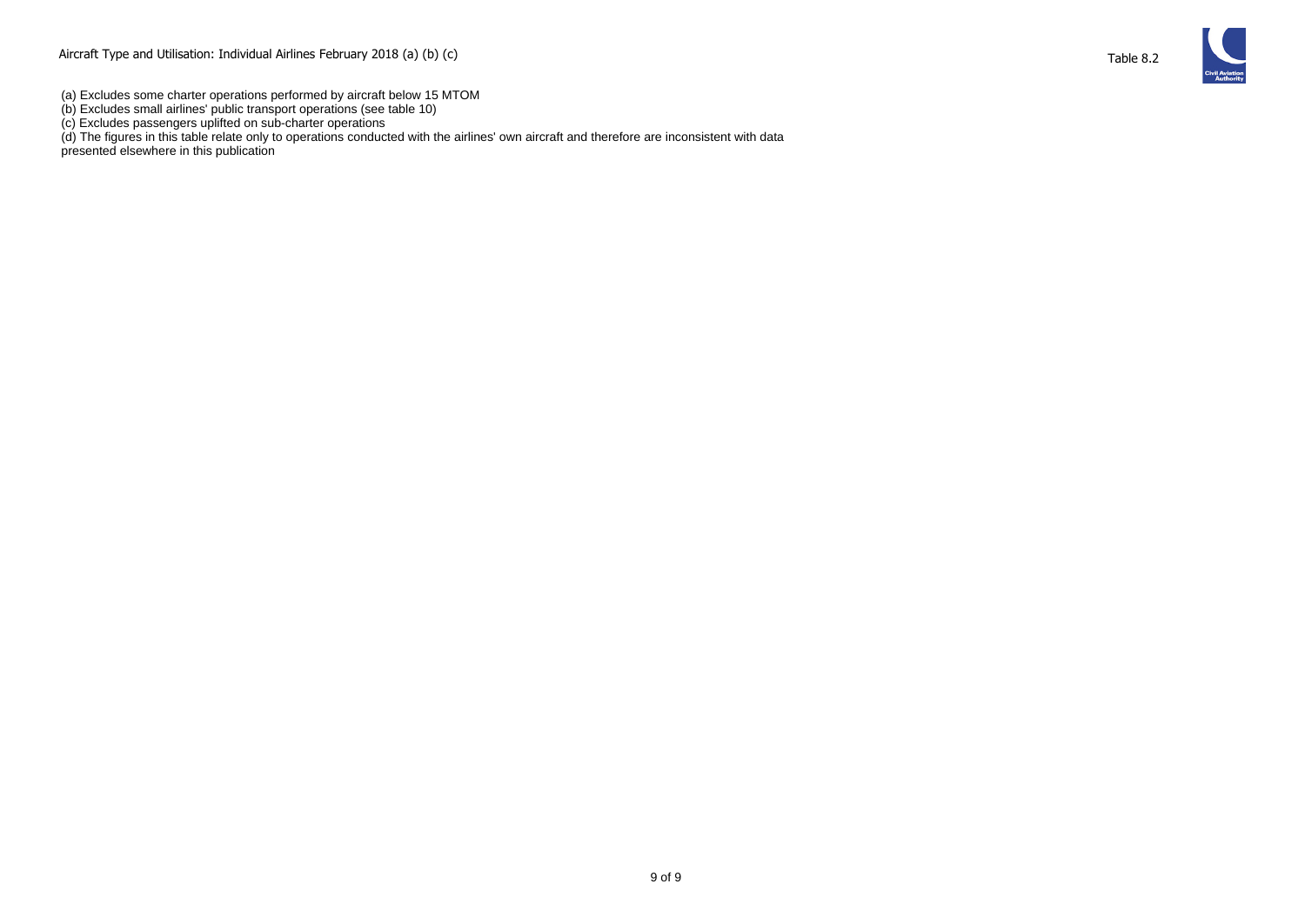Aircraft Type and Utilisation: Individual Airlines February 2018 (a) (b) (c)

Table 8.2

(a) Excludes some charter operations performed by aircraft below 15 MTOM
(b) Excludes small airlines' public transport operations (see table 10)
(c) Excludes passengers uplifted on sub-charter operations
(d) The figures in this table relate only to operations conducted with the airlines' own aircraft and therefore are inconsistent with data presented elsewhere in this publication